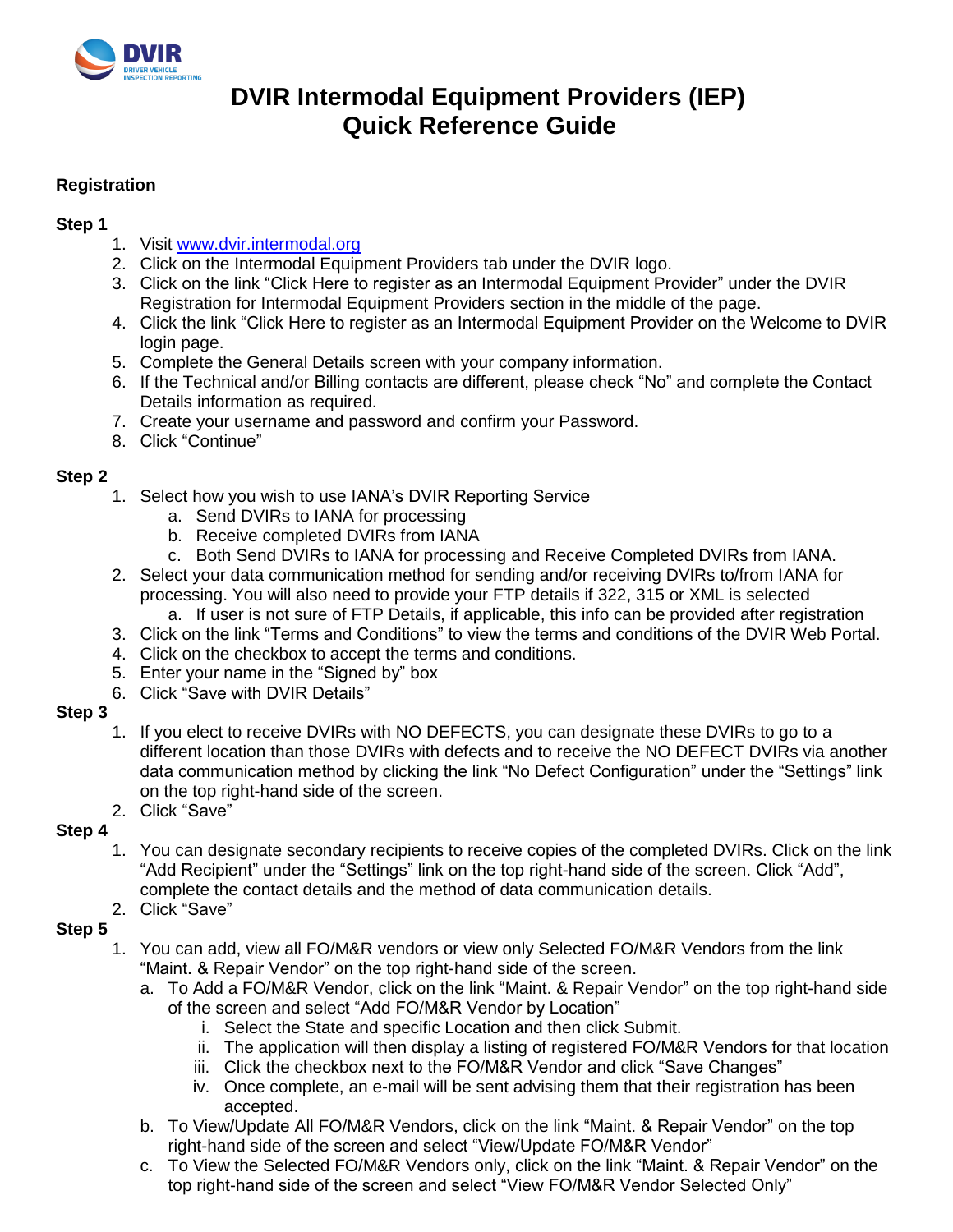# DVIR Intermodal Equipment Providers (IEP) Quick Reference Guide

## Registration

### Step 1

1. Visit [www.dvir.intermodal.org](www.dvir.intermodal.org)
2. Click on the Intermodal Equipment Providers tab under the DVIR logo.
3. Click on the link "Click Here to register as an Intermodal Equipment Provider" under the DVIR Registration for Intermodal Equipment Providers section in the middle of the page.
4. Click the link "Click Here to register as an Intermodal Equipment Provider on the Welcome to DVIR login page.
5. Complete the General Details screen with your company information.
6. If the Technical and/or Billing contacts are different, please check "No" and complete the Contact Details information as required.
7. Create your username and password and confirm your Password.
8. Click "Continue"

### Step 2

1. Select how you wish to use IANA's DVIR Reporting Service
   a. Send DVIRs to IANA for processing
   b. Receive completed DVIRs from IANA
   c. Both Send DVIRs to IANA for processing and Receive Completed DVIRs from IANA.
2. Select your data communication method for sending and/or receiving DVIRs to/from IANA for processing. You will also need to provide your FTP details if 322, 315 or XML is selected
   a. If user is not sure of FTP Details, if applicable, this info can be provided after registration
3. Click on the link "Terms and Conditions" to view the terms and conditions of the DVIR Web Portal.
4. Click on the checkbox to accept the terms and conditions.
5. Enter your name in the "Signed by" box
6. Click "Save with DVIR Details"

### Step 3

1. If you elect to receive DVIRs with NO DEFECTS, you can designate these DVIRs to go to a different location than those DVIRs with defects and to receive the NO DEFECT DVIRs via another data communication method by clicking the link "No Defect Configuration" under the "Settings" link on the top right-hand side of the screen.
2. Click "Save"

### Step 4

1. You can designate secondary recipients to receive copies of the completed DVIRs. Click on the link "Add Recipient" under the "Settings" link on the top right-hand side of the screen. Click "Add", complete the contact details and the method of data communication details.
2. Click "Save"

### Step 5

1. You can add, view all FO/M&R vendors or view only Selected FO/M&R Vendors from the link "Maint. & Repair Vendor" on the top right-hand side of the screen.
   a. To Add a FO/M&R Vendor, click on the link "Maint. & Repair Vendor" on the top right-hand side of the screen and select "Add FO/M&R Vendor by Location"
      i. Select the State and specific Location and then click Submit.
      ii. The application will then display a listing of registered FO/M&R Vendors for that location
      iii. Click the checkbox next to the FO/M&R Vendor and click "Save Changes"
      iv. Once complete, an e-mail will be sent advising them that their registration has been accepted.
   b. To View/Update All FO/M&R Vendors, click on the link "Maint. & Repair Vendor" on the top right-hand side of the screen and select "View/Update FO/M&R Vendor"
   c. To View the Selected FO/M&R Vendors only, click on the link "Maint. & Repair Vendor" on the top right-hand side of the screen and select "View FO/M&R Vendor Selected Only"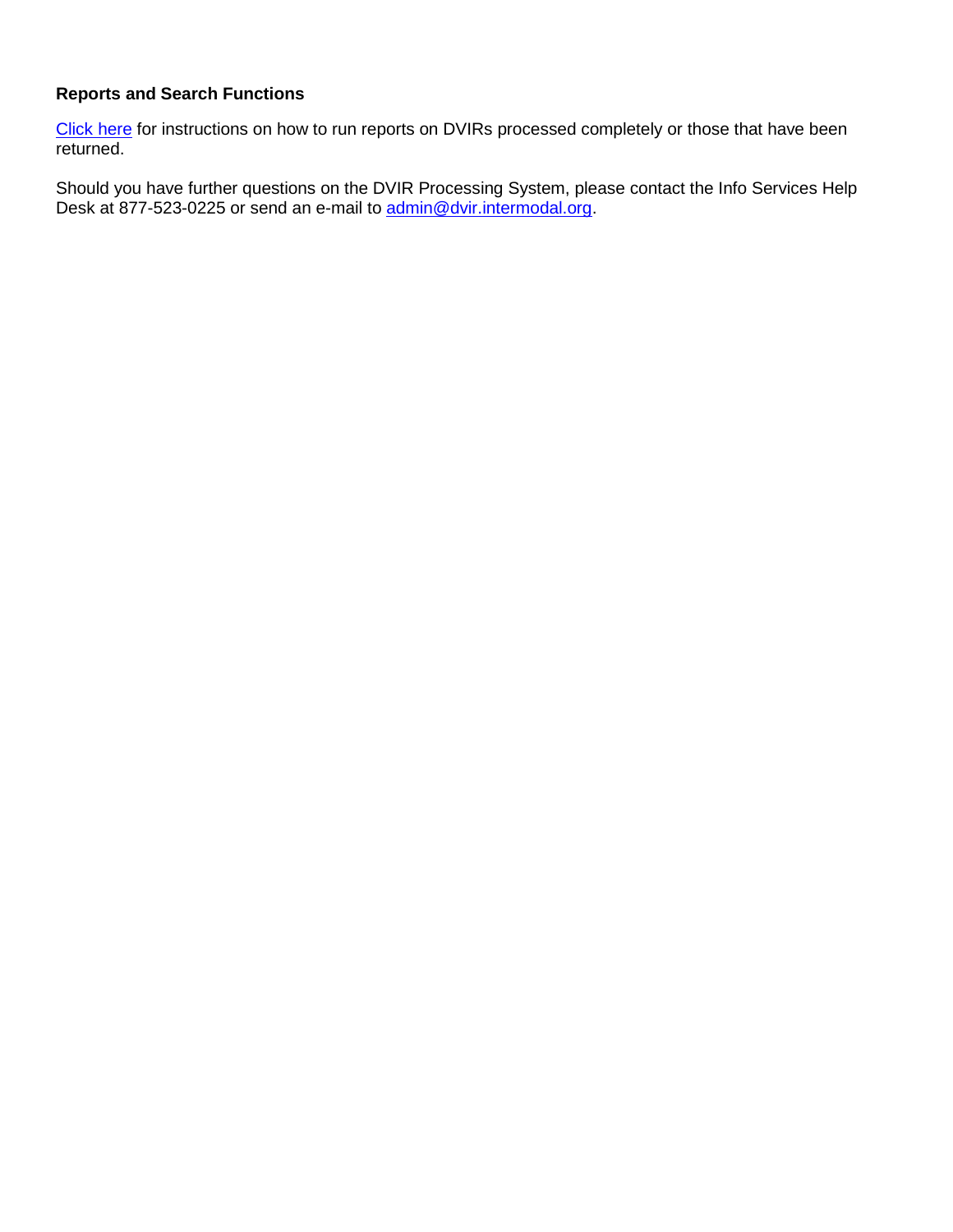**Reports and Search Functions**

Click here for instructions on how to run reports on DVIRs processed completely or those that have been returned.

Should you have further questions on the DVIR Processing System, please contact the Info Services Help Desk at 877-523-0225 or send an e-mail to admin@dvir.intermodal.org.